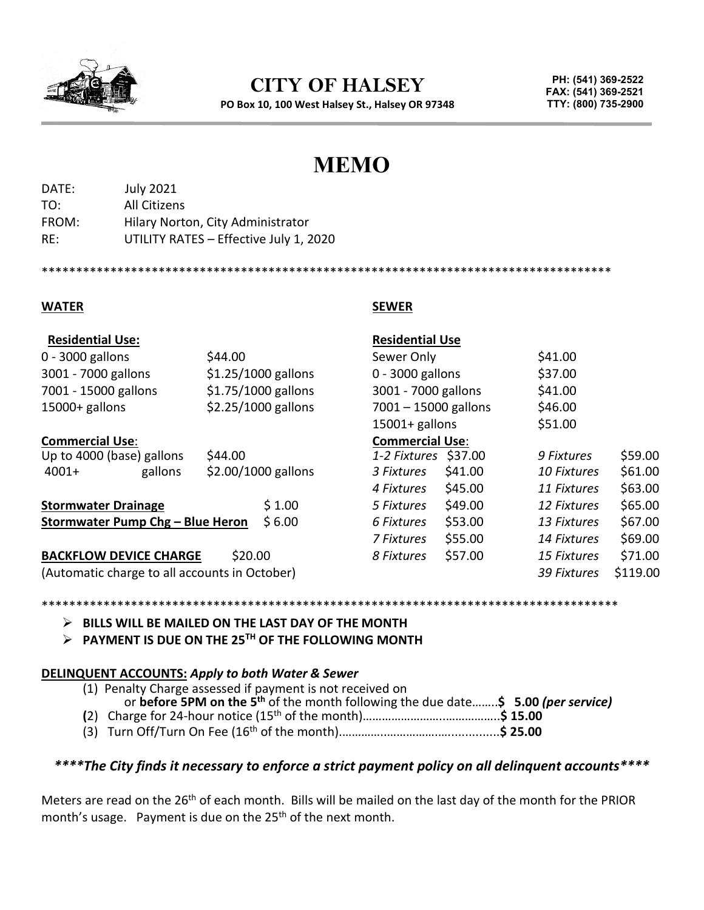# CITY OF HALSEY

**PO Box 10, 100 West Halsey St., Halsey OR 97348**

**PH: (541) 369-2522**
**FAX: (541) 369-2521**
**TTY: (800) 735-2900**

# MEMO

DATE: July 2021
TO: All Citizens
FROM: Hilary Norton, City Administrator
RE: UTILITY RATES – Effective July 1, 2020

*************************************************************************************

## WATER

**Residential Use:**

| | |
|---|---|
| 0 - 3000 gallons | $44.00 |
| 3001 - 7000 gallons | $1.25/1000 gallons |
| 7001 - 15000 gallons | $1.75/1000 gallons |
| 15000+ gallons | $2.25/1000 gallons |

**Commercial Use**:

| | |
|---|---|
| Up to 4000 (base) gallons | $44.00 |
| 4001+ gallons | $2.00/1000 gallons |

| | |
|---|---|
| **Stormwater Drainage** | $ 1.00 |
| **Stormwater Pump Chg – Blue Heron** | $ 6.00 |

**BACKFLOW DEVICE CHARGE** $20.00
(Automatic charge to all accounts in October)

## SEWER

**Residential Use**

| | |
|---|---|
| Sewer Only | $41.00 |
| 0 - 3000 gallons | $37.00 |
| 3001 - 7000 gallons | $41.00 |
| 7001 – 15000 gallons | $46.00 |
| 15001+ gallons | $51.00 |

**Commercial Use**:

| | | | |
|---|---|---|---|
| *1-2 Fixtures* | $37.00 | *9 Fixtures* | $59.00 |
| *3 Fixtures* | $41.00 | *10 Fixtures* | $61.00 |
| *4 Fixtures* | $45.00 | *11 Fixtures* | $63.00 |
| *5 Fixtures* | $49.00 | *12 Fixtures* | $65.00 |
| *6 Fixtures* | $53.00 | *13 Fixtures* | $67.00 |
| *7 Fixtures* | $55.00 | *14 Fixtures* | $69.00 |
| *8 Fixtures* | $57.00 | *15 Fixtures* | $71.00 |
| | | *39 Fixtures* | $119.00 |

*************************************************************************************

- **BILLS WILL BE MAILED ON THE LAST DAY OF THE MONTH**
- **PAYMENT IS DUE ON THE 25TH OF THE FOLLOWING MONTH**

**DELINQUENT ACCOUNTS:** ***Apply to both Water & Sewer***

(1) Penalty Charge assessed if payment is not received on or **before 5PM on the 5th** of the month following the due date……..**$ 5.00** ***(per service)***
(2) Charge for 24-hour notice (15th of the month)……………………..……………..**$ 15.00**
(3) Turn Off/Turn On Fee (16th of the month)…………………………….............**$ 25.00**

***\*\*\*\*The City finds it necessary to enforce a strict payment policy on all delinquent accounts\*\*\*\****

Meters are read on the 26th of each month. Bills will be mailed on the last day of the month for the PRIOR month's usage. Payment is due on the 25th of the next month.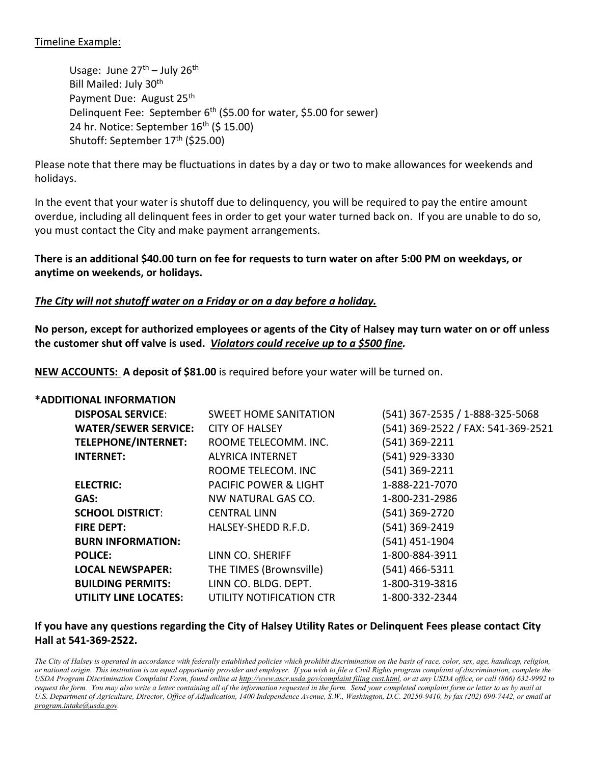<u>Timeline Example:</u>

Usage: June 27th – July 26th
Bill Mailed: July 30th
Payment Due: August 25th
Delinquent Fee: September 6th ($5.00 for water, $5.00 for sewer)
24 hr. Notice: September 16th ($ 15.00)
Shutoff: September 17th ($25.00)

Please note that there may be fluctuations in dates by a day or two to make allowances for weekends and holidays.

In the event that your water is shutoff due to delinquency, you will be required to pay the entire amount overdue, including all delinquent fees in order to get your water turned back on. If you are unable to do so, you must contact the City and make payment arrangements.

**There is an additional $40.00 turn on fee for requests to turn water on after 5:00 PM on weekdays, or anytime on weekends, or holidays.**

***<u>The City will not shutoff water on a Friday or on a day before a holiday.</u>***

**No person, except for authorized employees or agents of the City of Halsey may turn water on or off unless the customer shut off valve is used. *<u>Violators could receive up to a $500 fine</u>*.**

**<u>NEW ACCOUNTS:</u> A deposit of $81.00** is required before your water will be turned on.

**\*ADDITIONAL INFORMATION**

| | | |
|---|---|---|
| **DISPOSAL SERVICE**: | SWEET HOME SANITATION | (541) 367-2535 / 1-888-325-5068 |
| **WATER/SEWER SERVICE:** | CITY OF HALSEY | (541) 369-2522 / FAX: 541-369-2521 |
| **TELEPHONE/INTERNET:** | ROOME TELECOMM. INC. | (541) 369-2211 |
| **INTERNET:** | ALYRICA INTERNET | (541) 929-3330 |
| | ROOME TELECOM. INC | (541) 369-2211 |
| **ELECTRIC:** | PACIFIC POWER & LIGHT | 1-888-221-7070 |
| **GAS:** | NW NATURAL GAS CO. | 1-800-231-2986 |
| **SCHOOL DISTRICT**: | CENTRAL LINN | (541) 369-2720 |
| **FIRE DEPT:** | HALSEY-SHEDD R.F.D. | (541) 369-2419 |
| **BURN INFORMATION:** | | (541) 451-1904 |
| **POLICE:** | LINN CO. SHERIFF | 1-800-884-3911 |
| **LOCAL NEWSPAPER:** | THE TIMES (Brownsville) | (541) 466-5311 |
| **BUILDING PERMITS:** | LINN CO. BLDG. DEPT. | 1-800-319-3816 |
| **UTILITY LINE LOCATES:** | UTILITY NOTIFICATION CTR | 1-800-332-2344 |

**If you have any questions regarding the City of Halsey Utility Rates or Delinquent Fees please contact City Hall at 541-369-2522.**

*The City of Halsey is operated in accordance with federally established policies which prohibit discrimination on the basis of race, color, sex, age, handicap, religion, or national origin. This institution is an equal opportunity provider and employer. If you wish to file a Civil Rights program complaint of discrimination, complete the USDA Program Discrimination Complaint Form, found online at <u>http://www.ascr.usda.gov/complaint filing cust.html</u>, or at any USDA office, or call (866) 632-9992 to request the form. You may also write a letter containing all of the information requested in the form. Send your completed complaint form or letter to us by mail at U.S. Department of Agriculture, Director, Office of Adjudication, 1400 Independence Avenue, S.W., Washington, D.C. 20250-9410, by fax (202) 690-7442, or email at <u>program.intake@usda.gov</u>.*